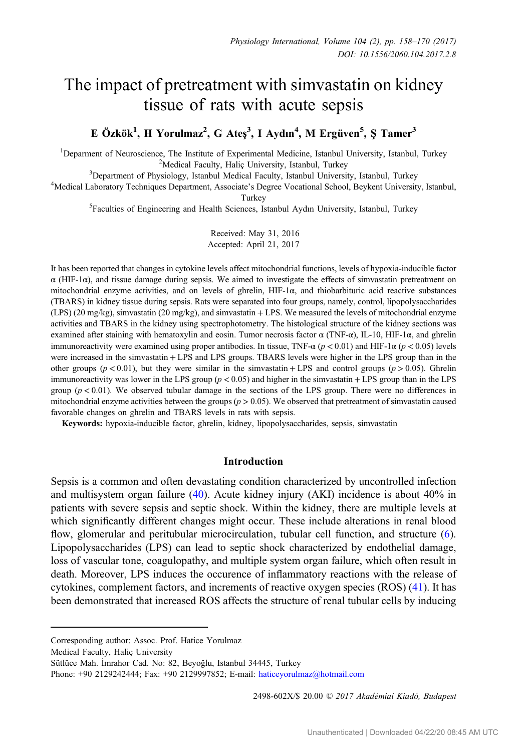# The impact of pretreatment with simvastatin on kidney tissue of rats with acute sepsis

**E Özkök[1], H Yorulmaz[2], G Ateş[3], I Aydın[4], M Ergüven[5], Ş Tamer[3]**

[1]Deparment of Neuroscience, The Institute of Experimental Medicine, Istanbul University, Istanbul, Turkey
[2]Medical Faculty, Haliç University, Istanbul, Turkey
[3]Department of Physiology, Istanbul Medical Faculty, Istanbul University, Istanbul, Turkey
[4]Medical Laboratory Techniques Department, Associate's Degree Vocational School, Beykent University, Istanbul, Turkey
[5]Faculties of Engineering and Health Sciences, Istanbul Aydın University, Istanbul, Turkey

Received: May 31, 2016
Accepted: April 21, 2017

It has been reported that changes in cytokine levels affect mitochondrial functions, levels of hypoxia-inducible factor α (HIF-1α), and tissue damage during sepsis. We aimed to investigate the effects of simvastatin pretreatment on mitochondrial enzyme activities, and on levels of ghrelin, HIF-1α, and thiobarbituric acid reactive substances (TBARS) in kidney tissue during sepsis. Rats were separated into four groups, namely, control, lipopolysaccharides (LPS) (20 mg/kg), simvastatin (20 mg/kg), and simvastatin + LPS. We measured the levels of mitochondrial enzyme activities and TBARS in the kidney using spectrophotometry. The histological structure of the kidney sections was examined after staining with hematoxylin and eosin. Tumor necrosis factor α (TNF-α), IL-10, HIF-1α, and ghrelin immunoreactivity were examined using proper antibodies. In tissue, TNF-α ($p < 0.01$) and HIF-1α ($p < 0.05$) levels were increased in the simvastatin + LPS and LPS groups. TBARS levels were higher in the LPS group than in the other groups ($p < 0.01$), but they were similar in the simvastatin + LPS and control groups ($p > 0.05$). Ghrelin immunoreactivity was lower in the LPS group ($p < 0.05$) and higher in the simvastatin + LPS group than in the LPS group ($p < 0.01$). We observed tubular damage in the sections of the LPS group. There were no differences in mitochondrial enzyme activities between the groups ($p > 0.05$). We observed that pretreatment of simvastatin caused favorable changes on ghrelin and TBARS levels in rats with sepsis.

**Keywords:** hypoxia-inducible factor, ghrelin, kidney, lipopolysaccharides, sepsis, simvastatin

## Introduction

Sepsis is a common and often devastating condition characterized by uncontrolled infection and multisystem organ failure (40). Acute kidney injury (AKI) incidence is about 40% in patients with severe sepsis and septic shock. Within the kidney, there are multiple levels at which significantly different changes might occur. These include alterations in renal blood flow, glomerular and peritubular microcirculation, tubular cell function, and structure (6). Lipopolysaccharides (LPS) can lead to septic shock characterized by endothelial damage, loss of vascular tone, coagulopathy, and multiple system organ failure, which often result in death. Moreover, LPS induces the occurence of inflammatory reactions with the release of cytokines, complement factors, and increments of reactive oxygen species (ROS) (41). It has been demonstrated that increased ROS affects the structure of renal tubular cells by inducing

---

Corresponding author: Assoc. Prof. Hatice Yorulmaz
Medical Faculty, Haliç University
Sütlüce Mah. İmrahor Cad. No: 82, Beyoğlu, Istanbul 34445, Turkey
Phone: +90 2129242444; Fax: +90 2129997852; E-mail: haticeyorulmaz@hotmail.com

2498-602X/$ 20.00 © 2017 Akadémiai Kiadó, Budapest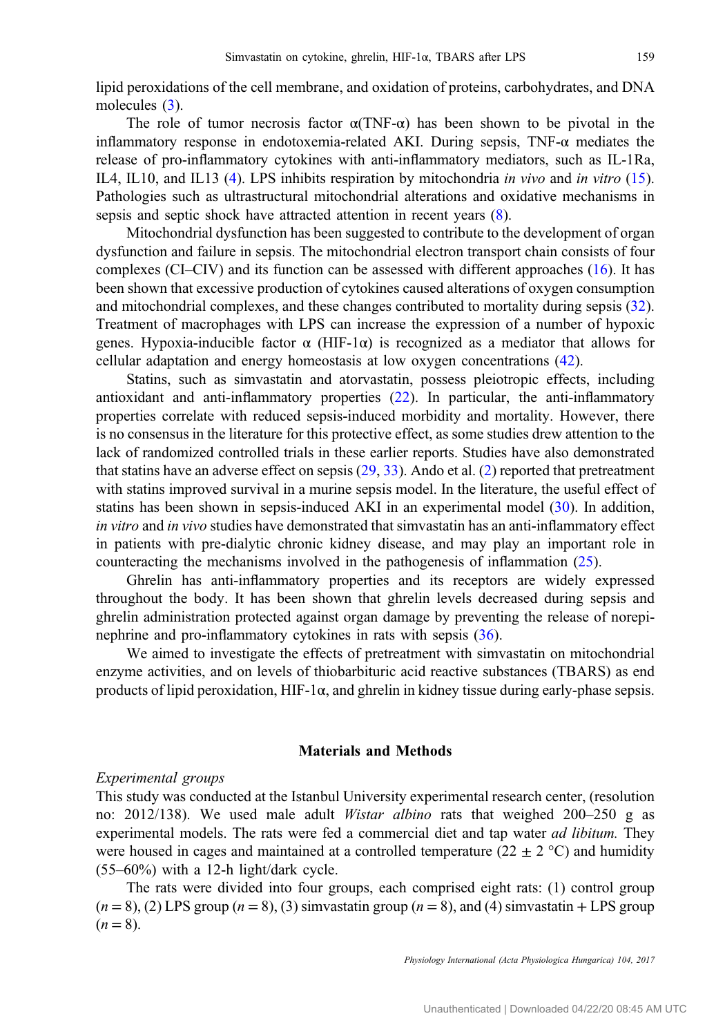lipid peroxidations of the cell membrane, and oxidation of proteins, carbohydrates, and DNA molecules (3).

The role of tumor necrosis factor α(TNF-α) has been shown to be pivotal in the inflammatory response in endotoxemia-related AKI. During sepsis, TNF-α mediates the release of pro-inflammatory cytokines with anti-inflammatory mediators, such as IL-1Ra, IL4, IL10, and IL13 (4). LPS inhibits respiration by mitochondria *in vivo* and *in vitro* (15). Pathologies such as ultrastructural mitochondrial alterations and oxidative mechanisms in sepsis and septic shock have attracted attention in recent years (8).

Mitochondrial dysfunction has been suggested to contribute to the development of organ dysfunction and failure in sepsis. The mitochondrial electron transport chain consists of four complexes (CI–CIV) and its function can be assessed with different approaches (16). It has been shown that excessive production of cytokines caused alterations of oxygen consumption and mitochondrial complexes, and these changes contributed to mortality during sepsis (32). Treatment of macrophages with LPS can increase the expression of a number of hypoxic genes. Hypoxia-inducible factor α (HIF-1α) is recognized as a mediator that allows for cellular adaptation and energy homeostasis at low oxygen concentrations (42).

Statins, such as simvastatin and atorvastatin, possess pleiotropic effects, including antioxidant and anti-inflammatory properties (22). In particular, the anti-inflammatory properties correlate with reduced sepsis-induced morbidity and mortality. However, there is no consensus in the literature for this protective effect, as some studies drew attention to the lack of randomized controlled trials in these earlier reports. Studies have also demonstrated that statins have an adverse effect on sepsis (29, 33). Ando et al. (2) reported that pretreatment with statins improved survival in a murine sepsis model. In the literature, the useful effect of statins has been shown in sepsis-induced AKI in an experimental model (30). In addition, *in vitro* and *in vivo* studies have demonstrated that simvastatin has an anti-inflammatory effect in patients with pre-dialytic chronic kidney disease, and may play an important role in counteracting the mechanisms involved in the pathogenesis of inflammation (25).

Ghrelin has anti-inflammatory properties and its receptors are widely expressed throughout the body. It has been shown that ghrelin levels decreased during sepsis and ghrelin administration protected against organ damage by preventing the release of norepinephrine and pro-inflammatory cytokines in rats with sepsis (36).

We aimed to investigate the effects of pretreatment with simvastatin on mitochondrial enzyme activities, and on levels of thiobarbituric acid reactive substances (TBARS) as end products of lipid peroxidation, HIF-1α, and ghrelin in kidney tissue during early-phase sepsis.

## Materials and Methods

### *Experimental groups*

This study was conducted at the Istanbul University experimental research center, (resolution no: 2012/138). We used male adult *Wistar albino* rats that weighed 200–250 g as experimental models. The rats were fed a commercial diet and tap water *ad libitum.* They were housed in cages and maintained at a controlled temperature (22 ± 2 °C) and humidity (55–60%) with a 12-h light/dark cycle.

The rats were divided into four groups, each comprised eight rats: (1) control group ($n = 8$), (2) LPS group ($n = 8$), (3) simvastatin group ($n = 8$), and (4) simvastatin + LPS group ($n = 8$).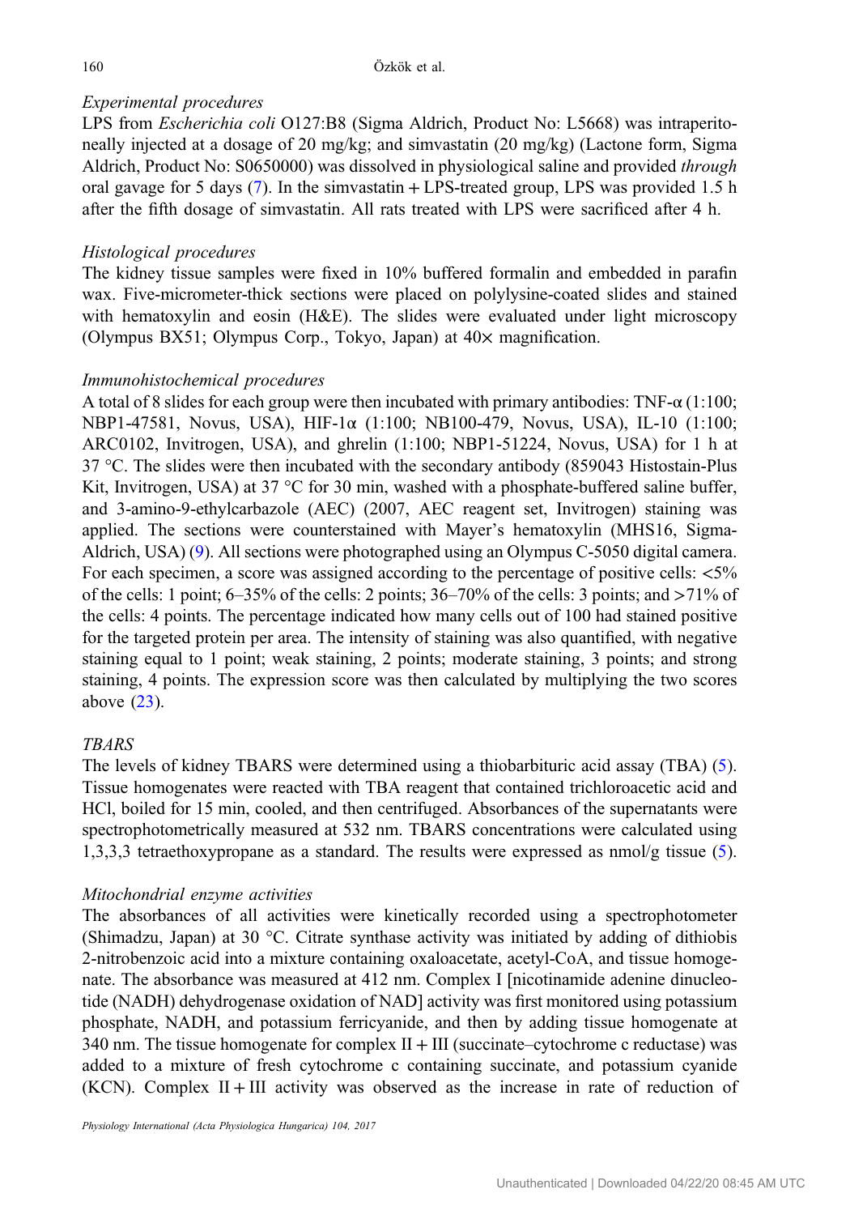### *Experimental procedures*

LPS from *Escherichia coli* O127:B8 (Sigma Aldrich, Product No: L5668) was intraperitoneally injected at a dosage of 20 mg/kg; and simvastatin (20 mg/kg) (Lactone form, Sigma Aldrich, Product No: S0650000) was dissolved in physiological saline and provided *through* oral gavage for 5 days (7). In the simvastatin + LPS-treated group, LPS was provided 1.5 h after the fifth dosage of simvastatin. All rats treated with LPS were sacrificed after 4 h.

### *Histological procedures*

The kidney tissue samples were fixed in 10% buffered formalin and embedded in parafin wax. Five-micrometer-thick sections were placed on polylysine-coated slides and stained with hematoxylin and eosin (H&E). The slides were evaluated under light microscopy (Olympus BX51; Olympus Corp., Tokyo, Japan) at 40× magnification.

### *Immunohistochemical procedures*

A total of 8 slides for each group were then incubated with primary antibodies: TNF-α (1:100; NBP1-47581, Novus, USA), HIF-1α (1:100; NB100-479, Novus, USA), IL-10 (1:100; ARC0102, Invitrogen, USA), and ghrelin (1:100; NBP1-51224, Novus, USA) for 1 h at 37 °C. The slides were then incubated with the secondary antibody (859043 Histostain-Plus Kit, Invitrogen, USA) at 37 °C for 30 min, washed with a phosphate-buffered saline buffer, and 3-amino-9-ethylcarbazole (AEC) (2007, AEC reagent set, Invitrogen) staining was applied. The sections were counterstained with Mayer's hematoxylin (MHS16, Sigma-Aldrich, USA) (9). All sections were photographed using an Olympus C-5050 digital camera. For each specimen, a score was assigned according to the percentage of positive cells: <5% of the cells: 1 point; 6–35% of the cells: 2 points; 36–70% of the cells: 3 points; and >71% of the cells: 4 points. The percentage indicated how many cells out of 100 had stained positive for the targeted protein per area. The intensity of staining was also quantified, with negative staining equal to 1 point; weak staining, 2 points; moderate staining, 3 points; and strong staining, 4 points. The expression score was then calculated by multiplying the two scores above (23).

### *TBARS*

The levels of kidney TBARS were determined using a thiobarbituric acid assay (TBA) (5). Tissue homogenates were reacted with TBA reagent that contained trichloroacetic acid and HCl, boiled for 15 min, cooled, and then centrifuged. Absorbances of the supernatants were spectrophotometrically measured at 532 nm. TBARS concentrations were calculated using 1,3,3,3 tetraethoxypropane as a standard. The results were expressed as nmol/g tissue (5).

### *Mitochondrial enzyme activities*

The absorbances of all activities were kinetically recorded using a spectrophotometer (Shimadzu, Japan) at 30 °C. Citrate synthase activity was initiated by adding of dithiobis 2-nitrobenzoic acid into a mixture containing oxaloacetate, acetyl-CoA, and tissue homogenate. The absorbance was measured at 412 nm. Complex I [nicotinamide adenine dinucleotide (NADH) dehydrogenase oxidation of NAD] activity was first monitored using potassium phosphate, NADH, and potassium ferricyanide, and then by adding tissue homogenate at 340 nm. The tissue homogenate for complex II + III (succinate–cytochrome c reductase) was added to a mixture of fresh cytochrome c containing succinate, and potassium cyanide (KCN). Complex II + III activity was observed as the increase in rate of reduction of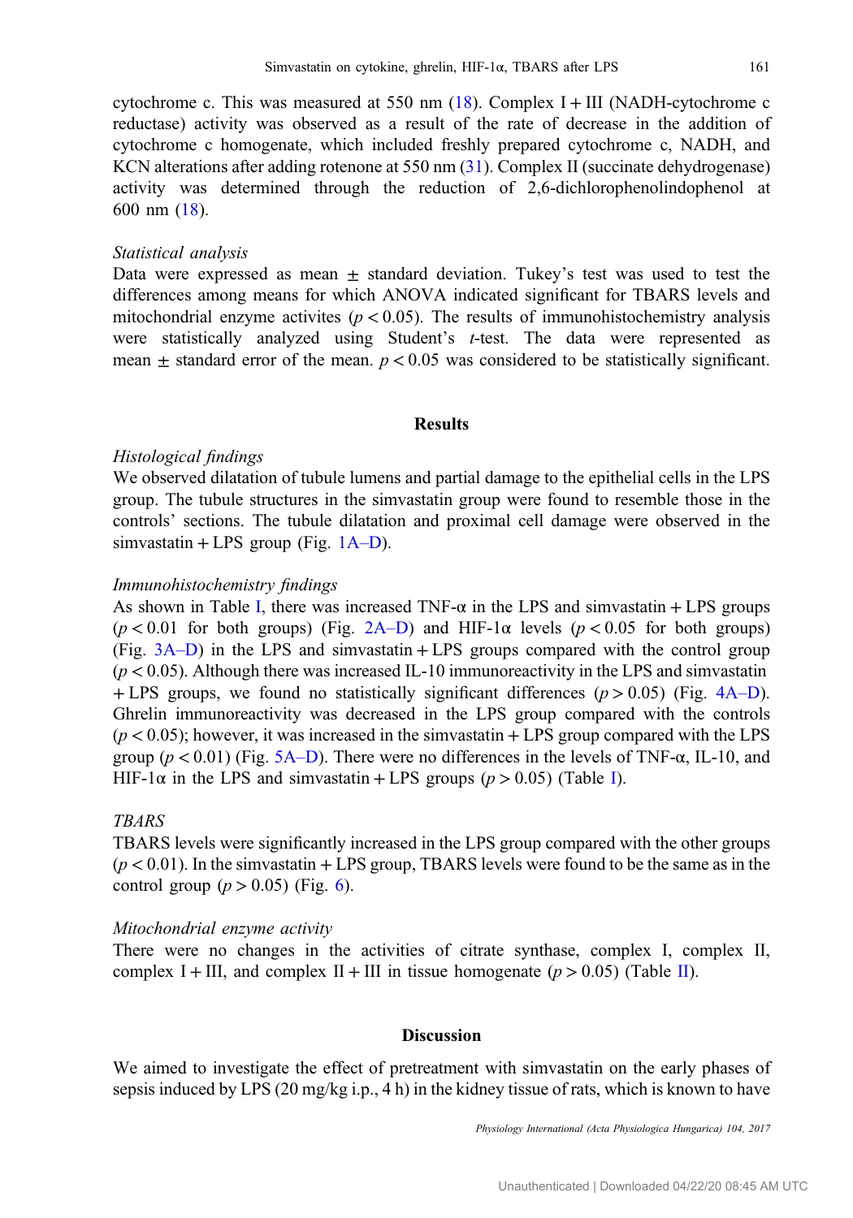cytochrome c. This was measured at 550 nm (18). Complex I + III (NADH-cytochrome c reductase) activity was observed as a result of the rate of decrease in the addition of cytochrome c homogenate, which included freshly prepared cytochrome c, NADH, and KCN alterations after adding rotenone at 550 nm (31). Complex II (succinate dehydrogenase) activity was determined through the reduction of 2,6-dichlorophenolindophenol at 600 nm (18).

*Statistical analysis*

Data were expressed as mean ± standard deviation. Tukey's test was used to test the differences among means for which ANOVA indicated significant for TBARS levels and mitochondrial enzyme activites ($p < 0.05$). The results of immunohistochemistry analysis were statistically analyzed using Student's *t*-test. The data were represented as mean ± standard error of the mean. $p < 0.05$ was considered to be statistically significant.

## Results

*Histological findings*

We observed dilatation of tubule lumens and partial damage to the epithelial cells in the LPS group. The tubule structures in the simvastatin group were found to resemble those in the controls' sections. The tubule dilatation and proximal cell damage were observed in the simvastatin + LPS group (Fig. 1A–D).

*Immunohistochemistry findings*

As shown in Table I, there was increased TNF-α in the LPS and simvastatin + LPS groups ($p < 0.01$ for both groups) (Fig. 2A–D) and HIF-1α levels ($p < 0.05$ for both groups) (Fig. 3A–D) in the LPS and simvastatin + LPS groups compared with the control group ($p < 0.05$). Although there was increased IL-10 immunoreactivity in the LPS and simvastatin + LPS groups, we found no statistically significant differences ($p > 0.05$) (Fig. 4A–D). Ghrelin immunoreactivity was decreased in the LPS group compared with the controls ($p < 0.05$); however, it was increased in the simvastatin + LPS group compared with the LPS group ($p < 0.01$) (Fig. 5A–D). There were no differences in the levels of TNF-α, IL-10, and HIF-1α in the LPS and simvastatin + LPS groups ($p > 0.05$) (Table I).

*TBARS*

TBARS levels were significantly increased in the LPS group compared with the other groups ($p < 0.01$). In the simvastatin + LPS group, TBARS levels were found to be the same as in the control group ($p > 0.05$) (Fig. 6).

*Mitochondrial enzyme activity*

There were no changes in the activities of citrate synthase, complex I, complex II, complex I + III, and complex II + III in tissue homogenate ($p > 0.05$) (Table II).

## Discussion

We aimed to investigate the effect of pretreatment with simvastatin on the early phases of sepsis induced by LPS (20 mg/kg i.p., 4 h) in the kidney tissue of rats, which is known to have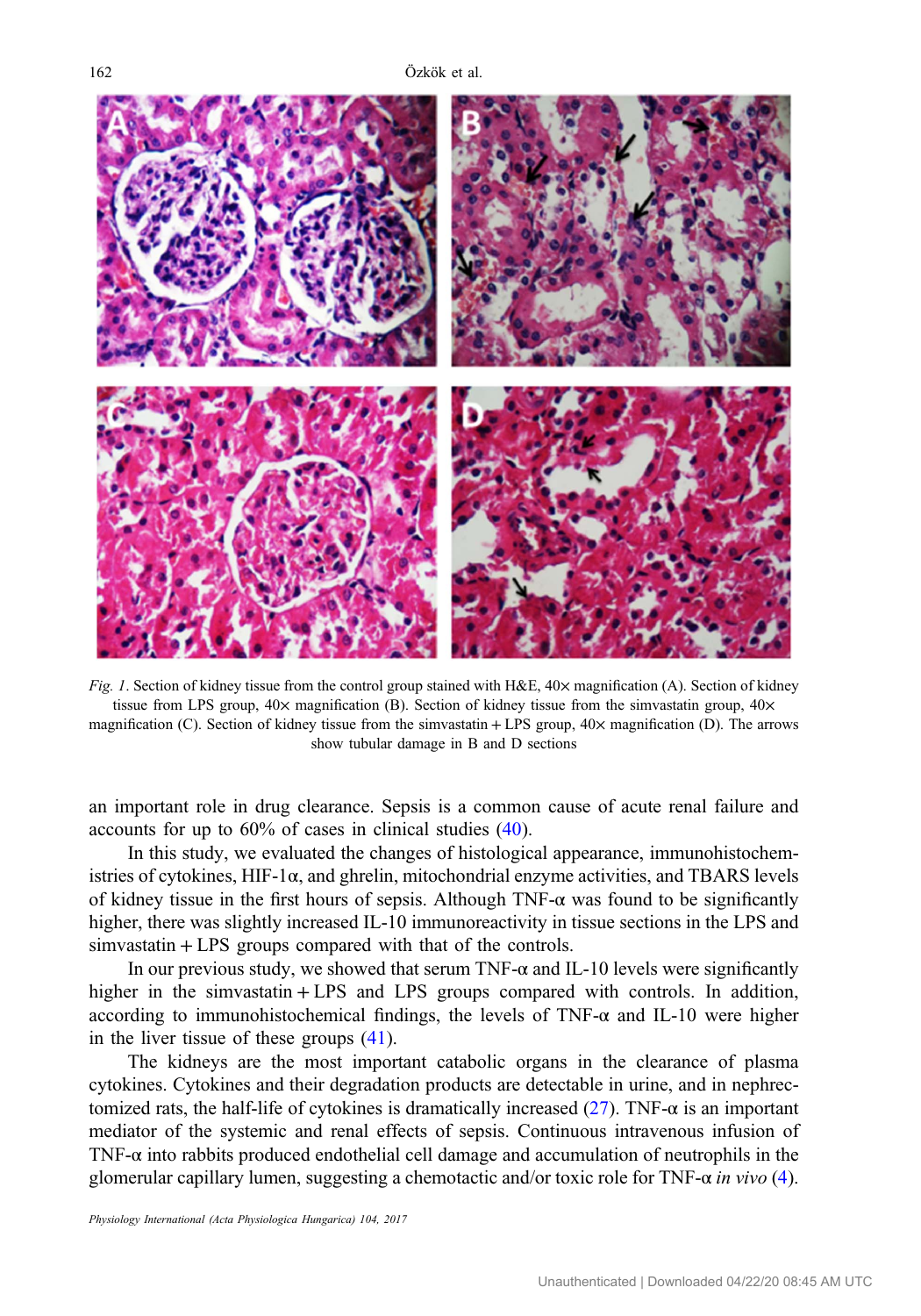*Fig. 1*. Section of kidney tissue from the control group stained with H&E, 40× magnification (A). Section of kidney tissue from LPS group, 40× magnification (B). Section of kidney tissue from the simvastatin group, 40× magnification (C). Section of kidney tissue from the simvastatin + LPS group, 40× magnification (D). The arrows show tubular damage in B and D sections

an important role in drug clearance. Sepsis is a common cause of acute renal failure and accounts for up to 60% of cases in clinical studies (40).

In this study, we evaluated the changes of histological appearance, immunohistochemistries of cytokines, HIF-1α, and ghrelin, mitochondrial enzyme activities, and TBARS levels of kidney tissue in the first hours of sepsis. Although TNF-α was found to be significantly higher, there was slightly increased IL-10 immunoreactivity in tissue sections in the LPS and simvastatin + LPS groups compared with that of the controls.

In our previous study, we showed that serum TNF-α and IL-10 levels were significantly higher in the simvastatin + LPS and LPS groups compared with controls. In addition, according to immunohistochemical findings, the levels of TNF-α and IL-10 were higher in the liver tissue of these groups (41).

The kidneys are the most important catabolic organs in the clearance of plasma cytokines. Cytokines and their degradation products are detectable in urine, and in nephrectomized rats, the half-life of cytokines is dramatically increased (27). TNF-α is an important mediator of the systemic and renal effects of sepsis. Continuous intravenous infusion of TNF-α into rabbits produced endothelial cell damage and accumulation of neutrophils in the glomerular capillary lumen, suggesting a chemotactic and/or toxic role for TNF-α *in vivo* (4).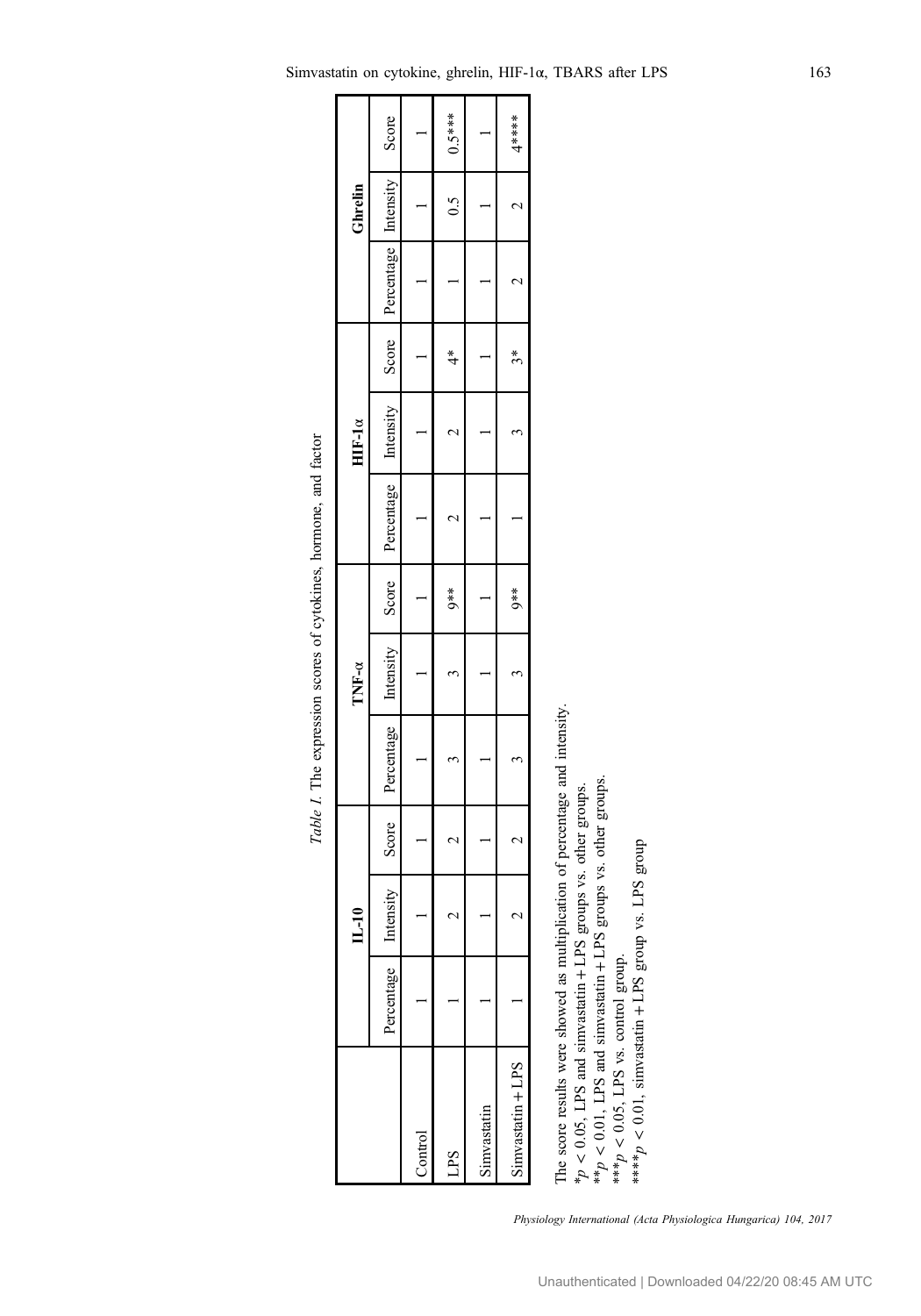*Table I.* The expression scores of cytokines, hormone, and factor

| | IL-10 | | | TNF-α | | | HIF-1α | | | Ghrelin | | |
|---|---|---|---|---|---|---|---|---|---|---|---|---|
| | Percentage | Intensity | Score | Percentage | Intensity | Score | Percentage | Intensity | Score | Percentage | Intensity | Score |
| Control | 1 | 1 | 1 | 1 | 1 | 1 | 1 | 1 | 1 | 1 | 1 | 1 |
| LPS | 1 | 2 | 2 | 3 | 3 | 9** | 2 | 2 | 4* | 1 | 0.5 | 0.5*** |
| Simvastatin | 1 | 1 | 1 | 1 | 1 | 1 | 1 | 1 | 1 | 1 | 1 | 1 |
| Simvastatin + LPS | 1 | 2 | 2 | 3 | 3 | 9** | 1 | 3 | 3* | 2 | 2 | 4**** |

The score results were showed as multiplication of percentage and intensity.
*$p < 0.05$, LPS and simvastatin + LPS groups vs. other groups.
**$p < 0.01$, LPS and simvastatin + LPS groups vs. other groups.
***$p < 0.05$, LPS vs. control group.
****$p < 0.01$, simvastatin + LPS group vs. LPS group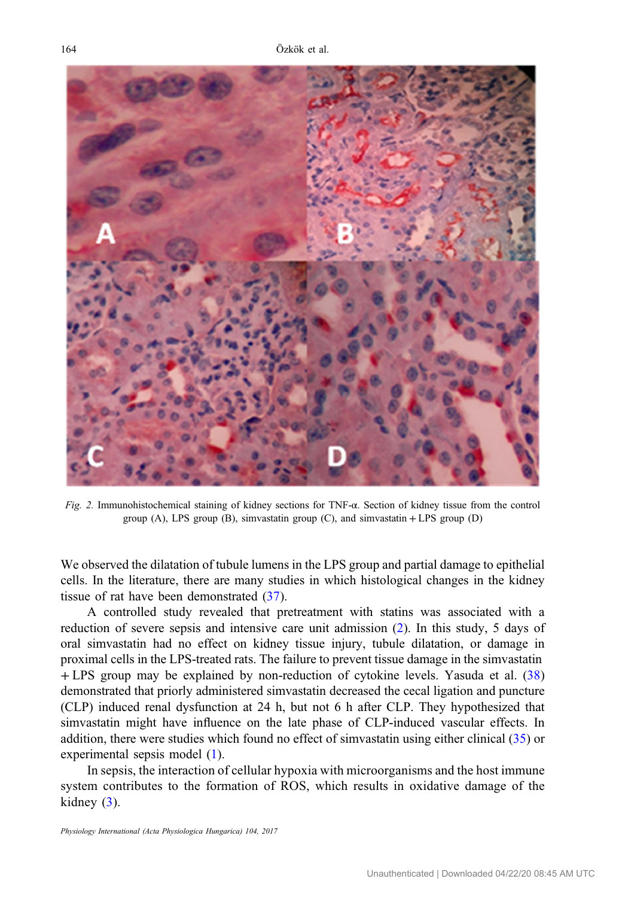*Fig. 2.* Immunohistochemical staining of kidney sections for TNF-α. Section of kidney tissue from the control group (A), LPS group (B), simvastatin group (C), and simvastatin + LPS group (D)

We observed the dilatation of tubule lumens in the LPS group and partial damage to epithelial cells. In the literature, there are many studies in which histological changes in the kidney tissue of rat have been demonstrated (37).

A controlled study revealed that pretreatment with statins was associated with a reduction of severe sepsis and intensive care unit admission (2). In this study, 5 days of oral simvastatin had no effect on kidney tissue injury, tubule dilatation, or damage in proximal cells in the LPS-treated rats. The failure to prevent tissue damage in the simvastatin + LPS group may be explained by non-reduction of cytokine levels. Yasuda et al. (38) demonstrated that priorly administered simvastatin decreased the cecal ligation and puncture (CLP) induced renal dysfunction at 24 h, but not 6 h after CLP. They hypothesized that simvastatin might have influence on the late phase of CLP-induced vascular effects. In addition, there were studies which found no effect of simvastatin using either clinical (35) or experimental sepsis model (1).

In sepsis, the interaction of cellular hypoxia with microorganisms and the host immune system contributes to the formation of ROS, which results in oxidative damage of the kidney (3).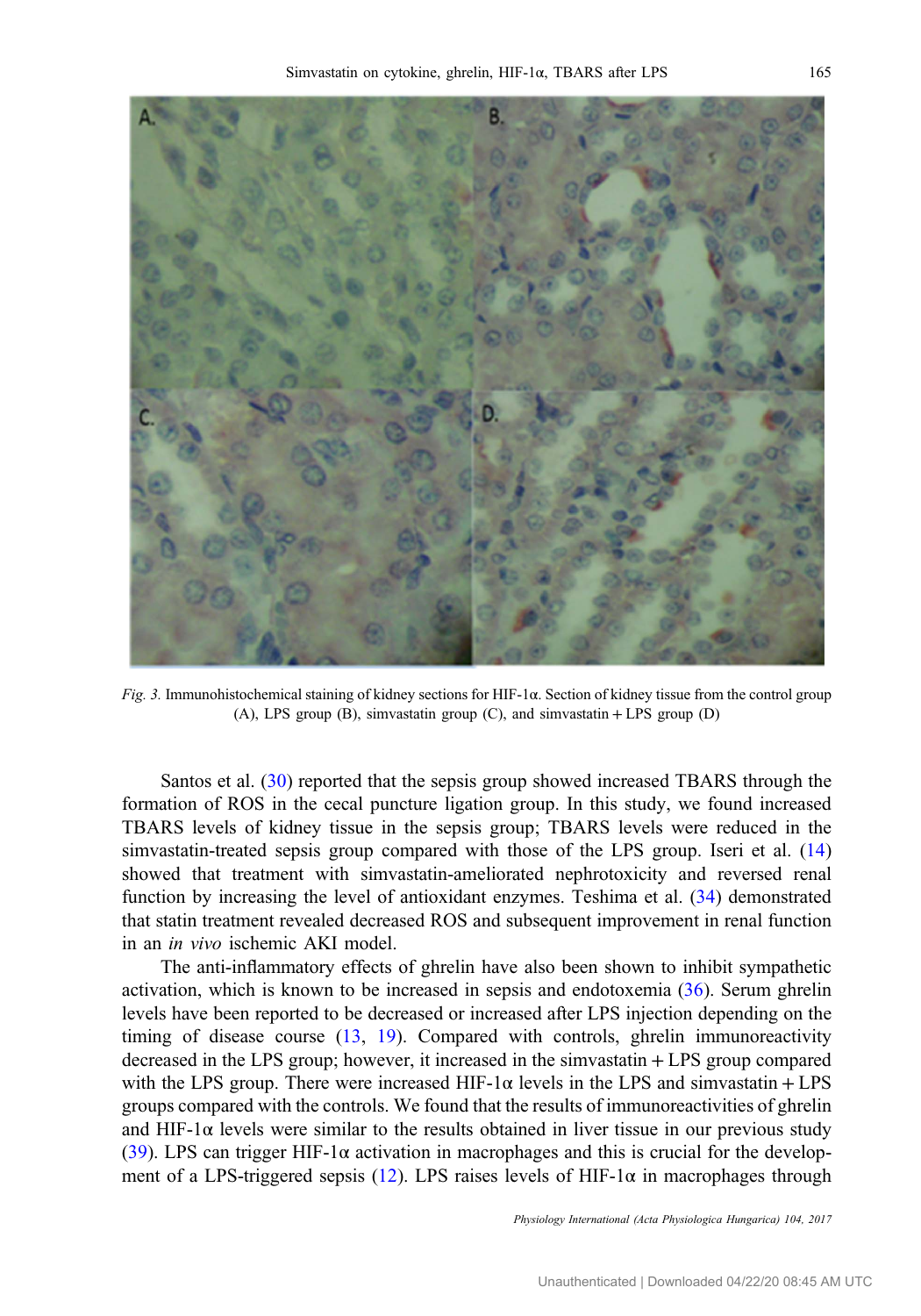*Fig. 3.* Immunohistochemical staining of kidney sections for HIF-1α. Section of kidney tissue from the control group (A), LPS group (B), simvastatin group (C), and simvastatin + LPS group (D)

Santos et al. (30) reported that the sepsis group showed increased TBARS through the formation of ROS in the cecal puncture ligation group. In this study, we found increased TBARS levels of kidney tissue in the sepsis group; TBARS levels were reduced in the simvastatin-treated sepsis group compared with those of the LPS group. Iseri et al. (14) showed that treatment with simvastatin-ameliorated nephrotoxicity and reversed renal function by increasing the level of antioxidant enzymes. Teshima et al. (34) demonstrated that statin treatment revealed decreased ROS and subsequent improvement in renal function in an *in vivo* ischemic AKI model.

The anti-inflammatory effects of ghrelin have also been shown to inhibit sympathetic activation, which is known to be increased in sepsis and endotoxemia (36). Serum ghrelin levels have been reported to be decreased or increased after LPS injection depending on the timing of disease course (13, 19). Compared with controls, ghrelin immunoreactivity decreased in the LPS group; however, it increased in the simvastatin + LPS group compared with the LPS group. There were increased HIF-1α levels in the LPS and simvastatin + LPS groups compared with the controls. We found that the results of immunoreactivities of ghrelin and HIF-1α levels were similar to the results obtained in liver tissue in our previous study (39). LPS can trigger HIF-1α activation in macrophages and this is crucial for the development of a LPS-triggered sepsis (12). LPS raises levels of HIF-1α in macrophages through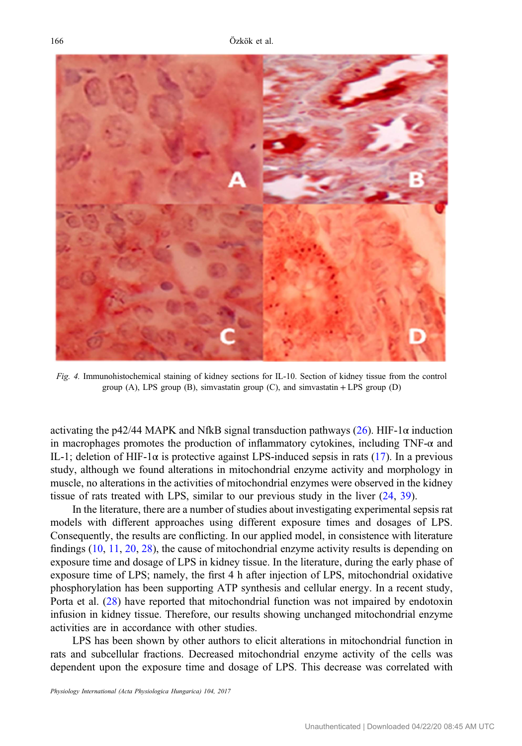*Fig. 4.* Immunohistochemical staining of kidney sections for IL-10. Section of kidney tissue from the control group (A), LPS group (B), simvastatin group (C), and simvastatin + LPS group (D)

activating the p42/44 MAPK and NfkB signal transduction pathways (26). HIF-1α induction in macrophages promotes the production of inflammatory cytokines, including TNF-α and IL-1; deletion of HIF-1α is protective against LPS-induced sepsis in rats (17). In a previous study, although we found alterations in mitochondrial enzyme activity and morphology in muscle, no alterations in the activities of mitochondrial enzymes were observed in the kidney tissue of rats treated with LPS, similar to our previous study in the liver (24, 39).

In the literature, there are a number of studies about investigating experimental sepsis rat models with different approaches using different exposure times and dosages of LPS. Consequently, the results are conflicting. In our applied model, in consistence with literature findings (10, 11, 20, 28), the cause of mitochondrial enzyme activity results is depending on exposure time and dosage of LPS in kidney tissue. In the literature, during the early phase of exposure time of LPS; namely, the first 4 h after injection of LPS, mitochondrial oxidative phosphorylation has been supporting ATP synthesis and cellular energy. In a recent study, Porta et al. (28) have reported that mitochondrial function was not impaired by endotoxin infusion in kidney tissue. Therefore, our results showing unchanged mitochondrial enzyme activities are in accordance with other studies.

LPS has been shown by other authors to elicit alterations in mitochondrial function in rats and subcellular fractions. Decreased mitochondrial enzyme activity of the cells was dependent upon the exposure time and dosage of LPS. This decrease was correlated with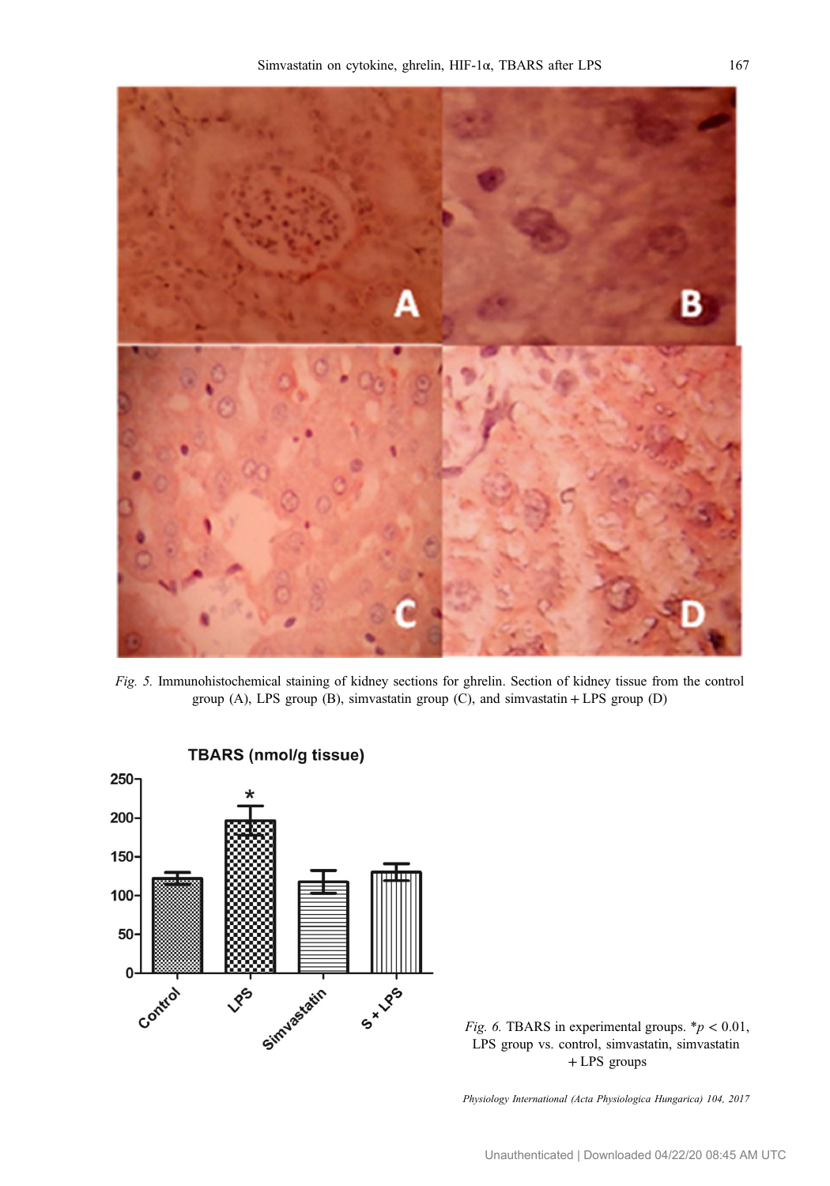*Fig. 5.* Immunohistochemical staining of kidney sections for ghrelin. Section of kidney tissue from the control group (A), LPS group (B), simvastatin group (C), and simvastatin + LPS group (D)

*Fig. 6.* TBARS in experimental groups. *$p < 0.01$, LPS group vs. control, simvastatin, simvastatin + LPS groups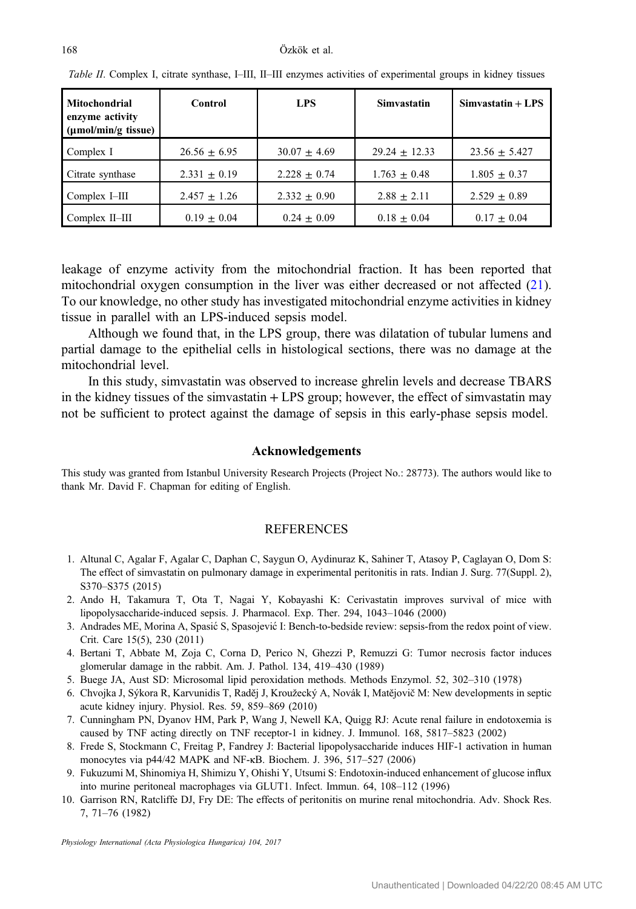*Table II*. Complex I, citrate synthase, I–III, II–III enzymes activities of experimental groups in kidney tissues

| Mitochondrial enzyme activity (μmol/min/g tissue) | Control | LPS | Simvastatin | Simvastatin + LPS |
|---|---|---|---|---|
| Complex I | 26.56 ± 6.95 | 30.07 ± 4.69 | 29.24 ± 12.33 | 23.56 ± 5.427 |
| Citrate synthase | 2.331 ± 0.19 | 2.228 ± 0.74 | 1.763 ± 0.48 | 1.805 ± 0.37 |
| Complex I–III | 2.457 ± 1.26 | 2.332 ± 0.90 | 2.88 ± 2.11 | 2.529 ± 0.89 |
| Complex II–III | 0.19 ± 0.04 | 0.24 ± 0.09 | 0.18 ± 0.04 | 0.17 ± 0.04 |

leakage of enzyme activity from the mitochondrial fraction. It has been reported that mitochondrial oxygen consumption in the liver was either decreased or not affected (21). To our knowledge, no other study has investigated mitochondrial enzyme activities in kidney tissue in parallel with an LPS-induced sepsis model.

Although we found that, in the LPS group, there was dilatation of tubular lumens and partial damage to the epithelial cells in histological sections, there was no damage at the mitochondrial level.

In this study, simvastatin was observed to increase ghrelin levels and decrease TBARS in the kidney tissues of the simvastatin + LPS group; however, the effect of simvastatin may not be sufficient to protect against the damage of sepsis in this early-phase sepsis model.

## Acknowledgements

This study was granted from Istanbul University Research Projects (Project No.: 28773). The authors would like to thank Mr. David F. Chapman for editing of English.

## REFERENCES

1. Altunal C, Agalar F, Agalar C, Daphan C, Saygun O, Aydinuraz K, Sahiner T, Atasoy P, Caglayan O, Dom S: The effect of simvastatin on pulmonary damage in experimental peritonitis in rats. Indian J. Surg. 77(Suppl. 2), S370–S375 (2015)
2. Ando H, Takamura T, Ota T, Nagai Y, Kobayashi K: Cerivastatin improves survival of mice with lipopolysaccharide-induced sepsis. J. Pharmacol. Exp. Ther. 294, 1043–1046 (2000)
3. Andrades ME, Morina A, Spasić S, Spasojević I: Bench-to-bedside review: sepsis-from the redox point of view. Crit. Care 15(5), 230 (2011)
4. Bertani T, Abbate M, Zoja C, Corna D, Perico N, Ghezzi P, Remuzzi G: Tumor necrosis factor induces glomerular damage in the rabbit. Am. J. Pathol. 134, 419–430 (1989)
5. Buege JA, Aust SD: Microsomal lipid peroxidation methods. Methods Enzymol. 52, 302–310 (1978)
6. Chvojka J, Sýkora R, Karvunidis T, Raděj J, Kroužecký A, Novák I, Matějovič M: New developments in septic acute kidney injury. Physiol. Res. 59, 859–869 (2010)
7. Cunningham PN, Dyanov HM, Park P, Wang J, Newell KA, Quigg RJ: Acute renal failure in endotoxemia is caused by TNF acting directly on TNF receptor-1 in kidney. J. Immunol. 168, 5817–5823 (2002)
8. Frede S, Stockmann C, Freitag P, Fandrey J: Bacterial lipopolysaccharide induces HIF-1 activation in human monocytes via p44/42 MAPK and NF-κB. Biochem. J. 396, 517–527 (2006)
9. Fukuzumi M, Shinomiya H, Shimizu Y, Ohishi Y, Utsumi S: Endotoxin-induced enhancement of glucose influx into murine peritoneal macrophages via GLUT1. Infect. Immun. 64, 108–112 (1996)
10. Garrison RN, Ratcliffe DJ, Fry DE: The effects of peritonitis on murine renal mitochondria. Adv. Shock Res. 7, 71–76 (1982)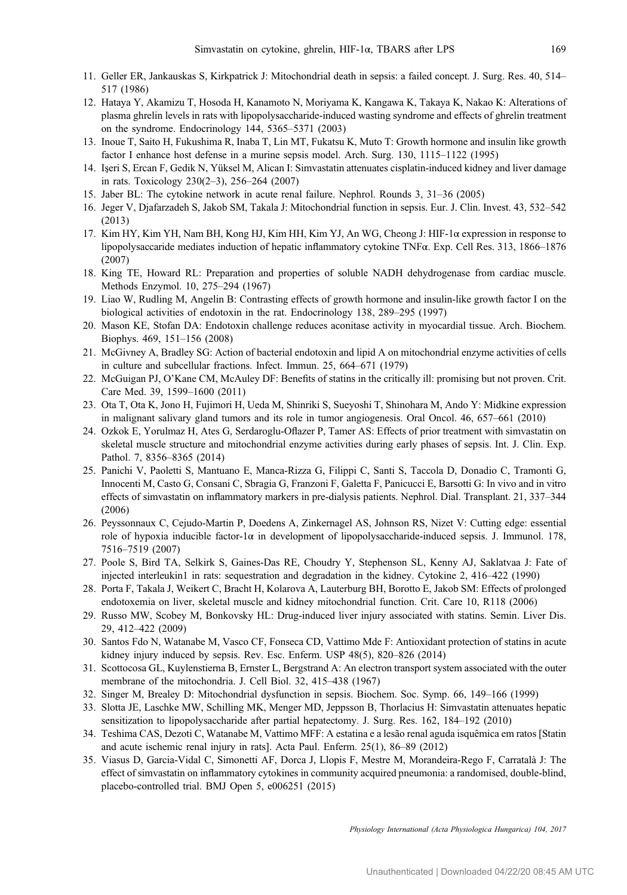11. Geller ER, Jankauskas S, Kirkpatrick J: Mitochondrial death in sepsis: a failed concept. J. Surg. Res. 40, 514–517 (1986)
12. Hataya Y, Akamizu T, Hosoda H, Kanamoto N, Moriyama K, Kangawa K, Takaya K, Nakao K: Alterations of plasma ghrelin levels in rats with lipopolysaccharide-induced wasting syndrome and effects of ghrelin treatment on the syndrome. Endocrinology 144, 5365–5371 (2003)
13. Inoue T, Saito H, Fukushima R, Inaba T, Lin MT, Fukatsu K, Muto T: Growth hormone and insulin like growth factor I enhance host defense in a murine sepsis model. Arch. Surg. 130, 1115–1122 (1995)
14. Işeri S, Ercan F, Gedik N, Yüksel M, Alican I: Simvastatin attenuates cisplatin-induced kidney and liver damage in rats. Toxicology 230(2–3), 256–264 (2007)
15. Jaber BL: The cytokine network in acute renal failure. Nephrol. Rounds 3, 31–36 (2005)
16. Jeger V, Djafarzadeh S, Jakob SM, Takala J: Mitochondrial function in sepsis. Eur. J. Clin. Invest. 43, 532–542 (2013)
17. Kim HY, Kim YH, Nam BH, Kong HJ, Kim HH, Kim YJ, An WG, Cheong J: HIF-1α expression in response to lipopolysaccaride mediates induction of hepatic inflammatory cytokine TNFα. Exp. Cell Res. 313, 1866–1876 (2007)
18. King TE, Howard RL: Preparation and properties of soluble NADH dehydrogenase from cardiac muscle. Methods Enzymol. 10, 275–294 (1967)
19. Liao W, Rudling M, Angelin B: Contrasting effects of growth hormone and insulin-like growth factor I on the biological activities of endotoxin in the rat. Endocrinology 138, 289–295 (1997)
20. Mason KE, Stofan DA: Endotoxin challenge reduces aconitase activity in myocardial tissue. Arch. Biochem. Biophys. 469, 151–156 (2008)
21. McGivney A, Bradley SG: Action of bacterial endotoxin and lipid A on mitochondrial enzyme activities of cells in culture and subcellular fractions. Infect. Immun. 25, 664–671 (1979)
22. McGuigan PJ, O'Kane CM, McAuley DF: Benefits of statins in the critically ill: promising but not proven. Crit. Care Med. 39, 1599–1600 (2011)
23. Ota T, Ota K, Jono H, Fujimori H, Ueda M, Shinriki S, Sueyoshi T, Shinohara M, Ando Y: Midkine expression in malignant salivary gland tumors and its role in tumor angiogenesis. Oral Oncol. 46, 657–661 (2010)
24. Ozkok E, Yorulmaz H, Ates G, Serdaroglu-Oflazer P, Tamer AS: Effects of prior treatment with simvastatin on skeletal muscle structure and mitochondrial enzyme activities during early phases of sepsis. Int. J. Clin. Exp. Pathol. 7, 8356–8365 (2014)
25. Panichi V, Paoletti S, Mantuano E, Manca-Rizza G, Filippi C, Santi S, Taccola D, Donadio C, Tramonti G, Innocenti M, Casto G, Consani C, Sbragia G, Franzoni F, Galetta F, Panicucci E, Barsotti G: In vivo and in vitro effects of simvastatin on inflammatory markers in pre-dialysis patients. Nephrol. Dial. Transplant. 21, 337–344 (2006)
26. Peyssonnaux C, Cejudo-Martin P, Doedens A, Zinkernagel AS, Johnson RS, Nizet V: Cutting edge: essential role of hypoxia inducible factor-1α in development of lipopolysaccharide-induced sepsis. J. Immunol. 178, 7516–7519 (2007)
27. Poole S, Bird TA, Selkirk S, Gaines-Das RE, Choudry Y, Stephenson SL, Kenny AJ, Saklatvaa J: Fate of injected interleukin1 in rats: sequestration and degradation in the kidney. Cytokine 2, 416–422 (1990)
28. Porta F, Takala J, Weikert C, Bracht H, Kolarova A, Lauterburg BH, Borotto E, Jakob SM: Effects of prolonged endotoxemia on liver, skeletal muscle and kidney mitochondrial function. Crit. Care 10, R118 (2006)
29. Russo MW, Scobey M, Bonkovsky HL: Drug-induced liver injury associated with statins. Semin. Liver Dis. 29, 412–422 (2009)
30. Santos Fdo N, Watanabe M, Vasco CF, Fonseca CD, Vattimo Mde F: Antioxidant protection of statins in acute kidney injury induced by sepsis. Rev. Esc. Enferm. USP 48(5), 820–826 (2014)
31. Scottocosa GL, Kuylenstierna B, Ernster L, Bergstrand A: An electron transport system associated with the outer membrane of the mitochondria. J. Cell Biol. 32, 415–438 (1967)
32. Singer M, Brealey D: Mitochondrial dysfunction in sepsis. Biochem. Soc. Symp. 66, 149–166 (1999)
33. Slotta JE, Laschke MW, Schilling MK, Menger MD, Jeppsson B, Thorlacius H: Simvastatin attenuates hepatic sensitization to lipopolysaccharide after partial hepatectomy. J. Surg. Res. 162, 184–192 (2010)
34. Teshima CAS, Dezoti C, Watanabe M, Vattimo MFF: A estatina e a lesão renal aguda isquêmica em ratos [Statin and acute ischemic renal injury in rats]. Acta Paul. Enferm. 25(1), 86–89 (2012)
35. Viasus D, Garcia-Vidal C, Simonetti AF, Dorca J, Llopis F, Mestre M, Morandeira-Rego F, Carratalà J: The effect of simvastatin on inflammatory cytokines in community acquired pneumonia: a randomised, double-blind, placebo-controlled trial. BMJ Open 5, e006251 (2015)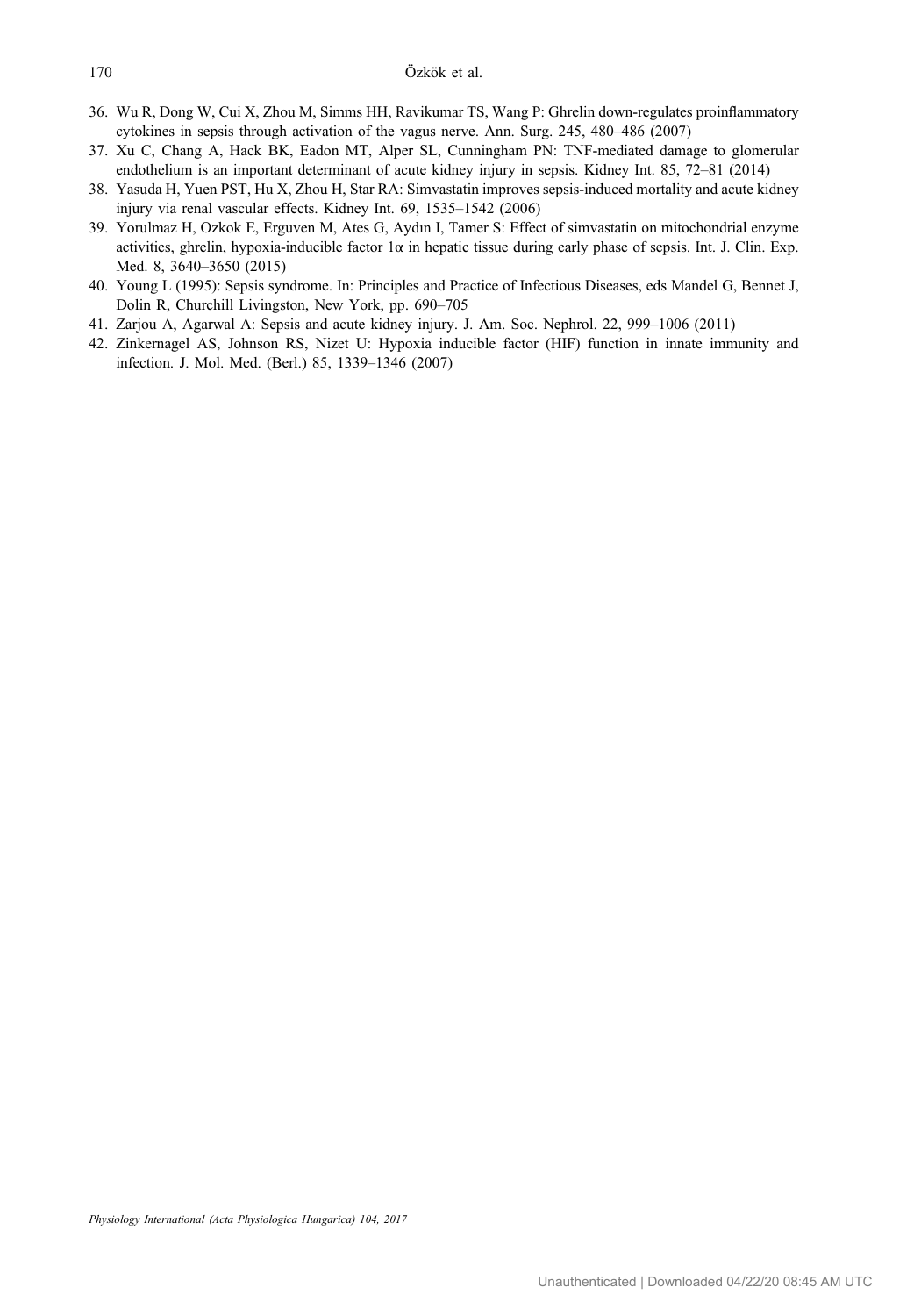36. Wu R, Dong W, Cui X, Zhou M, Simms HH, Ravikumar TS, Wang P: Ghrelin down-regulates proinflammatory cytokines in sepsis through activation of the vagus nerve. Ann. Surg. 245, 480–486 (2007)
37. Xu C, Chang A, Hack BK, Eadon MT, Alper SL, Cunningham PN: TNF-mediated damage to glomerular endothelium is an important determinant of acute kidney injury in sepsis. Kidney Int. 85, 72–81 (2014)
38. Yasuda H, Yuen PST, Hu X, Zhou H, Star RA: Simvastatin improves sepsis-induced mortality and acute kidney injury via renal vascular effects. Kidney Int. 69, 1535–1542 (2006)
39. Yorulmaz H, Ozkok E, Erguven M, Ates G, Aydın I, Tamer S: Effect of simvastatin on mitochondrial enzyme activities, ghrelin, hypoxia-inducible factor 1α in hepatic tissue during early phase of sepsis. Int. J. Clin. Exp. Med. 8, 3640–3650 (2015)
40. Young L (1995): Sepsis syndrome. In: Principles and Practice of Infectious Diseases, eds Mandel G, Bennet J, Dolin R, Churchill Livingston, New York, pp. 690–705
41. Zarjou A, Agarwal A: Sepsis and acute kidney injury. J. Am. Soc. Nephrol. 22, 999–1006 (2011)
42. Zinkernagel AS, Johnson RS, Nizet U: Hypoxia inducible factor (HIF) function in innate immunity and infection. J. Mol. Med. (Berl.) 85, 1339–1346 (2007)